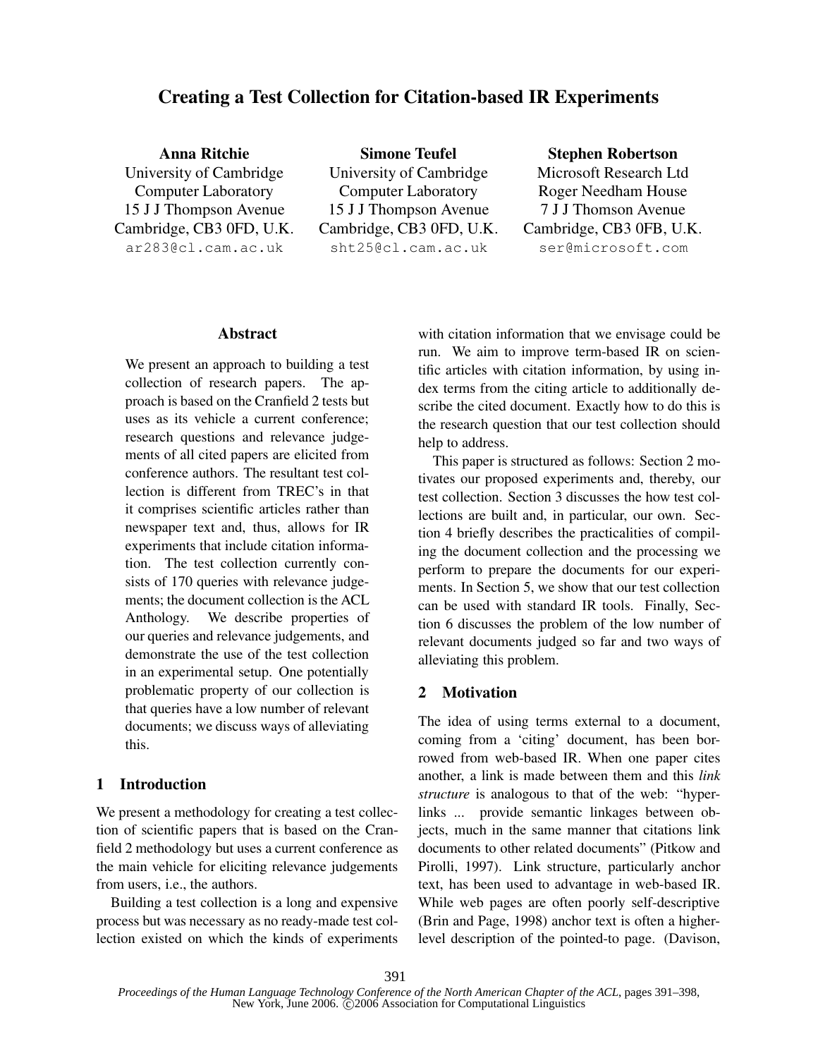# Creating a Test Collection for Citation-based IR Experiments

**Anna Ritchie**
University of Cambridge
Computer Laboratory
15 J J Thompson Avenue
Cambridge, CB3 0FD, U.K.
ar283@cl.cam.ac.uk

**Simone Teufel**
University of Cambridge
Computer Laboratory
15 J J Thompson Avenue
Cambridge, CB3 0FD, U.K.
sht25@cl.cam.ac.uk

**Stephen Robertson**
Microsoft Research Ltd
Roger Needham House
7 J J Thomson Avenue
Cambridge, CB3 0FB, U.K.
ser@microsoft.com

## Abstract

We present an approach to building a test collection of research papers. The approach is based on the Cranfield 2 tests but uses as its vehicle a current conference; research questions and relevance judgements of all cited papers are elicited from conference authors. The resultant test collection is different from TREC's in that it comprises scientific articles rather than newspaper text and, thus, allows for IR experiments that include citation information. The test collection currently consists of 170 queries with relevance judgements; the document collection is the ACL Anthology. We describe properties of our queries and relevance judgements, and demonstrate the use of the test collection in an experimental setup. One potentially problematic property of our collection is that queries have a low number of relevant documents; we discuss ways of alleviating this.

## 1 Introduction

We present a methodology for creating a test collection of scientific papers that is based on the Cranfield 2 methodology but uses a current conference as the main vehicle for eliciting relevance judgements from users, i.e., the authors.

Building a test collection is a long and expensive process but was necessary as no ready-made test collection existed on which the kinds of experiments with citation information that we envisage could be run. We aim to improve term-based IR on scientific articles with citation information, by using index terms from the citing article to additionally describe the cited document. Exactly how to do this is the research question that our test collection should help to address.

This paper is structured as follows: Section 2 motivates our proposed experiments and, thereby, our test collection. Section 3 discusses the how test collections are built and, in particular, our own. Section 4 briefly describes the practicalities of compiling the document collection and the processing we perform to prepare the documents for our experiments. In Section 5, we show that our test collection can be used with standard IR tools. Finally, Section 6 discusses the problem of the low number of relevant documents judged so far and two ways of alleviating this problem.

## 2 Motivation

The idea of using terms external to a document, coming from a 'citing' document, has been borrowed from web-based IR. When one paper cites another, a link is made between them and this *link structure* is analogous to that of the web: "hyperlinks ... provide semantic linkages between objects, much in the same manner that citations link documents to other related documents" (Pitkow and Pirolli, 1997). Link structure, particularly anchor text, has been used to advantage in web-based IR. While web pages are often poorly self-descriptive (Brin and Page, 1998) anchor text is often a higher-level description of the pointed-to page. (Davison,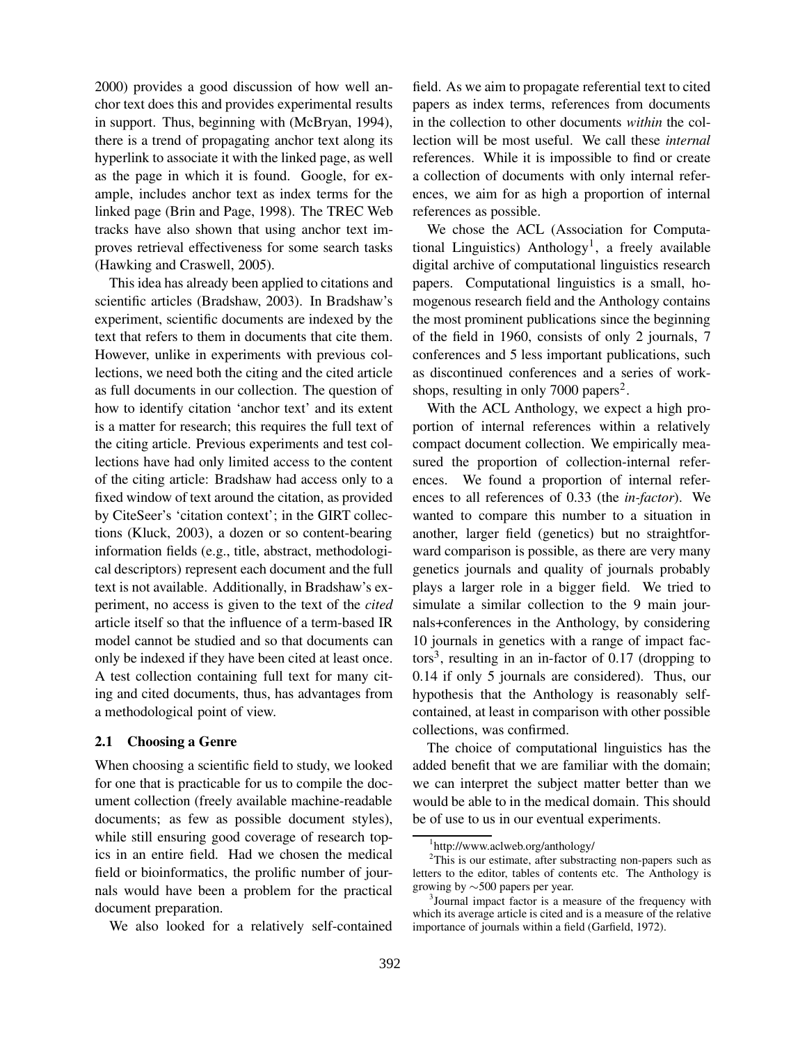2000) provides a good discussion of how well anchor text does this and provides experimental results in support. Thus, beginning with (McBryan, 1994), there is a trend of propagating anchor text along its hyperlink to associate it with the linked page, as well as the page in which it is found. Google, for example, includes anchor text as index terms for the linked page (Brin and Page, 1998). The TREC Web tracks have also shown that using anchor text improves retrieval effectiveness for some search tasks (Hawking and Craswell, 2005).

This idea has already been applied to citations and scientific articles (Bradshaw, 2003). In Bradshaw's experiment, scientific documents are indexed by the text that refers to them in documents that cite them. However, unlike in experiments with previous collections, we need both the citing and the cited article as full documents in our collection. The question of how to identify citation 'anchor text' and its extent is a matter for research; this requires the full text of the citing article. Previous experiments and test collections have had only limited access to the content of the citing article: Bradshaw had access only to a fixed window of text around the citation, as provided by CiteSeer's 'citation context'; in the GIRT collections (Kluck, 2003), a dozen or so content-bearing information fields (e.g., title, abstract, methodological descriptors) represent each document and the full text is not available. Additionally, in Bradshaw's experiment, no access is given to the text of the *cited* article itself so that the influence of a term-based IR model cannot be studied and so that documents can only be indexed if they have been cited at least once. A test collection containing full text for many citing and cited documents, thus, has advantages from a methodological point of view.

### 2.1 Choosing a Genre

When choosing a scientific field to study, we looked for one that is practicable for us to compile the document collection (freely available machine-readable documents; as few as possible document styles), while still ensuring good coverage of research topics in an entire field. Had we chosen the medical field or bioinformatics, the prolific number of journals would have been a problem for the practical document preparation.

We also looked for a relatively self-contained field. As we aim to propagate referential text to cited papers as index terms, references from documents in the collection to other documents *within* the collection will be most useful. We call these *internal* references. While it is impossible to find or create a collection of documents with only internal references, we aim for as high a proportion of internal references as possible.

We chose the ACL (Association for Computational Linguistics) Anthology[1], a freely available digital archive of computational linguistics research papers. Computational linguistics is a small, homogenous research field and the Anthology contains the most prominent publications since the beginning of the field in 1960, consists of only 2 journals, 7 conferences and 5 less important publications, such as discontinued conferences and a series of workshops, resulting in only 7000 papers[2].

With the ACL Anthology, we expect a high proportion of internal references within a relatively compact document collection. We empirically measured the proportion of collection-internal references. We found a proportion of internal references to all references of 0.33 (the *in-factor*). We wanted to compare this number to a situation in another, larger field (genetics) but no straightforward comparison is possible, as there are very many genetics journals and quality of journals probably plays a larger role in a bigger field. We tried to simulate a similar collection to the 9 main journals+conferences in the Anthology, by considering 10 journals in genetics with a range of impact factors[3], resulting in an in-factor of 0.17 (dropping to 0.14 if only 5 journals are considered). Thus, our hypothesis that the Anthology is reasonably self-contained, at least in comparison with other possible collections, was confirmed.

The choice of computational linguistics has the added benefit that we are familiar with the domain; we can interpret the subject matter better than we would be able to in the medical domain. This should be of use to us in our eventual experiments.

[1] http://www.aclweb.org/anthology/

[2] This is our estimate, after substracting non-papers such as letters to the editor, tables of contents etc. The Anthology is growing by ∼500 papers per year.

[3] Journal impact factor is a measure of the frequency with which its average article is cited and is a measure of the relative importance of journals within a field (Garfield, 1972).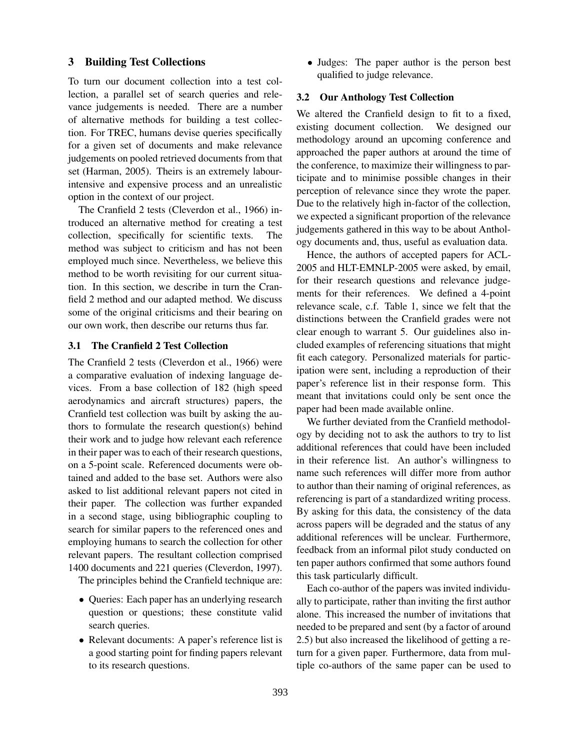## 3 Building Test Collections

To turn our document collection into a test collection, a parallel set of search queries and relevance judgements is needed. There are a number of alternative methods for building a test collection. For TREC, humans devise queries specifically for a given set of documents and make relevance judgements on pooled retrieved documents from that set (Harman, 2005). Theirs is an extremely labour-intensive and expensive process and an unrealistic option in the context of our project.

The Cranfield 2 tests (Cleverdon et al., 1966) introduced an alternative method for creating a test collection, specifically for scientific texts. The method was subject to criticism and has not been employed much since. Nevertheless, we believe this method to be worth revisiting for our current situation. In this section, we describe in turn the Cranfield 2 method and our adapted method. We discuss some of the original criticisms and their bearing on our own work, then describe our returns thus far.

### 3.1 The Cranfield 2 Test Collection

The Cranfield 2 tests (Cleverdon et al., 1966) were a comparative evaluation of indexing language devices. From a base collection of 182 (high speed aerodynamics and aircraft structures) papers, the Cranfield test collection was built by asking the authors to formulate the research question(s) behind their work and to judge how relevant each reference in their paper was to each of their research questions, on a 5-point scale. Referenced documents were obtained and added to the base set. Authors were also asked to list additional relevant papers not cited in their paper. The collection was further expanded in a second stage, using bibliographic coupling to search for similar papers to the referenced ones and employing humans to search the collection for other relevant papers. The resultant collection comprised 1400 documents and 221 queries (Cleverdon, 1997).

The principles behind the Cranfield technique are:

- Queries: Each paper has an underlying research question or questions; these constitute valid search queries.
- Relevant documents: A paper's reference list is a good starting point for finding papers relevant to its research questions.
- Judges: The paper author is the person best qualified to judge relevance.

### 3.2 Our Anthology Test Collection

We altered the Cranfield design to fit to a fixed, existing document collection. We designed our methodology around an upcoming conference and approached the paper authors at around the time of the conference, to maximize their willingness to participate and to minimise possible changes in their perception of relevance since they wrote the paper. Due to the relatively high in-factor of the collection, we expected a significant proportion of the relevance judgements gathered in this way to be about Anthology documents and, thus, useful as evaluation data.

Hence, the authors of accepted papers for ACL-2005 and HLT-EMNLP-2005 were asked, by email, for their research questions and relevance judgements for their references. We defined a 4-point relevance scale, c.f. Table 1, since we felt that the distinctions between the Cranfield grades were not clear enough to warrant 5. Our guidelines also included examples of referencing situations that might fit each category. Personalized materials for participation were sent, including a reproduction of their paper's reference list in their response form. This meant that invitations could only be sent once the paper had been made available online.

We further deviated from the Cranfield methodology by deciding not to ask the authors to try to list additional references that could have been included in their reference list. An author's willingness to name such references will differ more from author to author than their naming of original references, as referencing is part of a standardized writing process. By asking for this data, the consistency of the data across papers will be degraded and the status of any additional references will be unclear. Furthermore, feedback from an informal pilot study conducted on ten paper authors confirmed that some authors found this task particularly difficult.

Each co-author of the papers was invited individually to participate, rather than inviting the first author alone. This increased the number of invitations that needed to be prepared and sent (by a factor of around 2.5) but also increased the likelihood of getting a return for a given paper. Furthermore, data from multiple co-authors of the same paper can be used to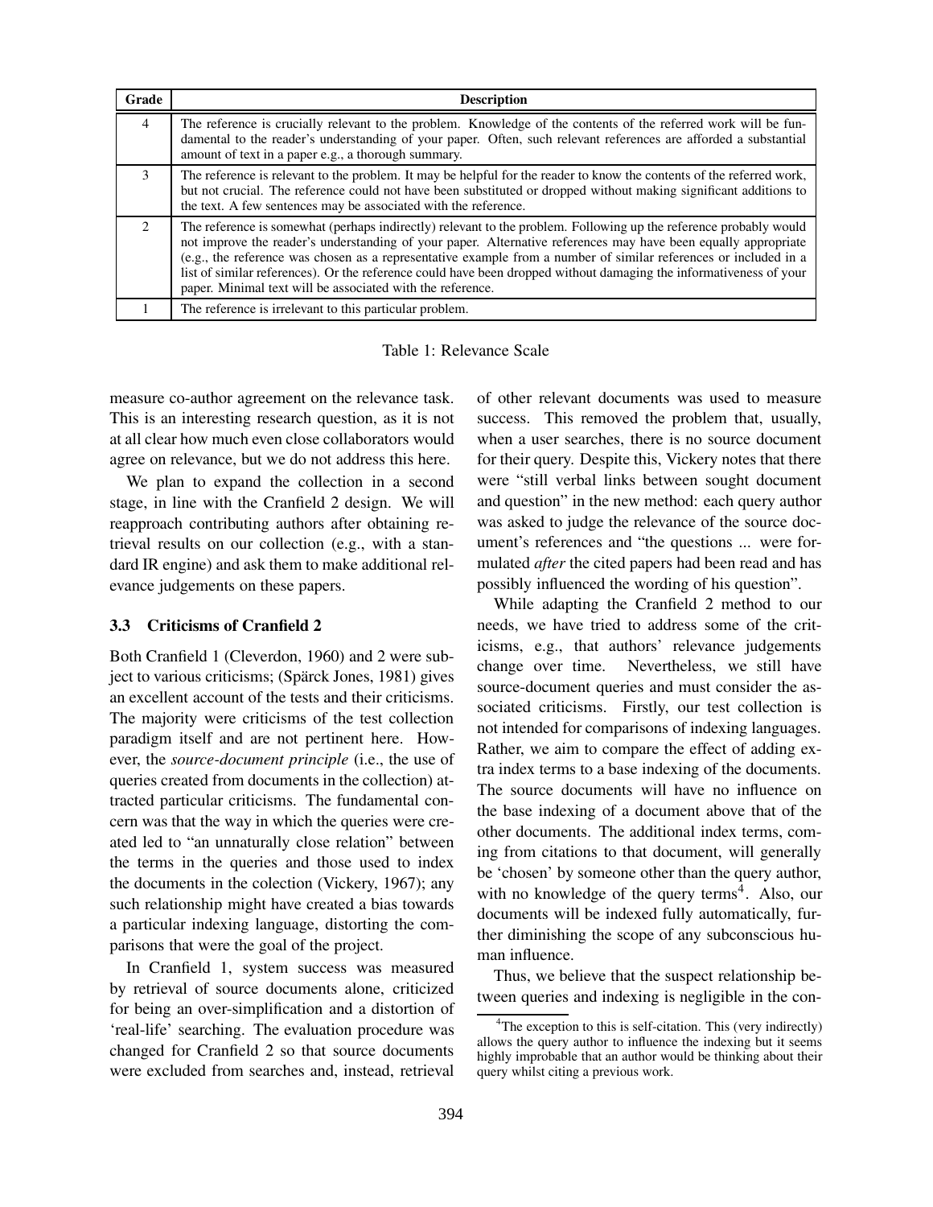| Grade | Description |
|---|---|
| 4 | The reference is crucially relevant to the problem. Knowledge of the contents of the referred work will be fundamental to the reader's understanding of your paper. Often, such relevant references are afforded a substantial amount of text in a paper e.g., a thorough summary. |
| 3 | The reference is relevant to the problem. It may be helpful for the reader to know the contents of the referred work, but not crucial. The reference could not have been substituted or dropped without making significant additions to the text. A few sentences may be associated with the reference. |
| 2 | The reference is somewhat (perhaps indirectly) relevant to the problem. Following up the reference probably would not improve the reader's understanding of your paper. Alternative references may have been equally appropriate (e.g., the reference was chosen as a representative example from a number of similar references or included in a list of similar references). Or the reference could have been dropped without damaging the informativeness of your paper. Minimal text will be associated with the reference. |
| 1 | The reference is irrelevant to this particular problem. |

Table 1: Relevance Scale

measure co-author agreement on the relevance task. This is an interesting research question, as it is not at all clear how much even close collaborators would agree on relevance, but we do not address this here.

We plan to expand the collection in a second stage, in line with the Cranfield 2 design. We will reapproach contributing authors after obtaining retrieval results on our collection (e.g., with a standard IR engine) and ask them to make additional relevance judgements on these papers.

### 3.3 Criticisms of Cranfield 2

Both Cranfield 1 (Cleverdon, 1960) and 2 were subject to various criticisms; (Spärck Jones, 1981) gives an excellent account of the tests and their criticisms. The majority were criticisms of the test collection paradigm itself and are not pertinent here. However, the *source-document principle* (i.e., the use of queries created from documents in the collection) attracted particular criticisms. The fundamental concern was that the way in which the queries were created led to "an unnaturally close relation" between the terms in the queries and those used to index the documents in the colection (Vickery, 1967); any such relationship might have created a bias towards a particular indexing language, distorting the comparisons that were the goal of the project.

In Cranfield 1, system success was measured by retrieval of source documents alone, criticized for being an over-simplification and a distortion of 'real-life' searching. The evaluation procedure was changed for Cranfield 2 so that source documents were excluded from searches and, instead, retrieval of other relevant documents was used to measure success. This removed the problem that, usually, when a user searches, there is no source document for their query. Despite this, Vickery notes that there were "still verbal links between sought document and question" in the new method: each query author was asked to judge the relevance of the source document's references and "the questions ... were formulated *after* the cited papers had been read and has possibly influenced the wording of his question".

While adapting the Cranfield 2 method to our needs, we have tried to address some of the criticisms, e.g., that authors' relevance judgements change over time. Nevertheless, we still have source-document queries and must consider the associated criticisms. Firstly, our test collection is not intended for comparisons of indexing languages. Rather, we aim to compare the effect of adding extra index terms to a base indexing of the documents. The source documents will have no influence on the base indexing of a document above that of the other documents. The additional index terms, coming from citations to that document, will generally be 'chosen' by someone other than the query author, with no knowledge of the query terms[4]. Also, our documents will be indexed fully automatically, further diminishing the scope of any subconscious human influence.

Thus, we believe that the suspect relationship between queries and indexing is negligible in the con-

[4]The exception to this is self-citation. This (very indirectly) allows the query author to influence the indexing but it seems highly improbable that an author would be thinking about their query whilst citing a previous work.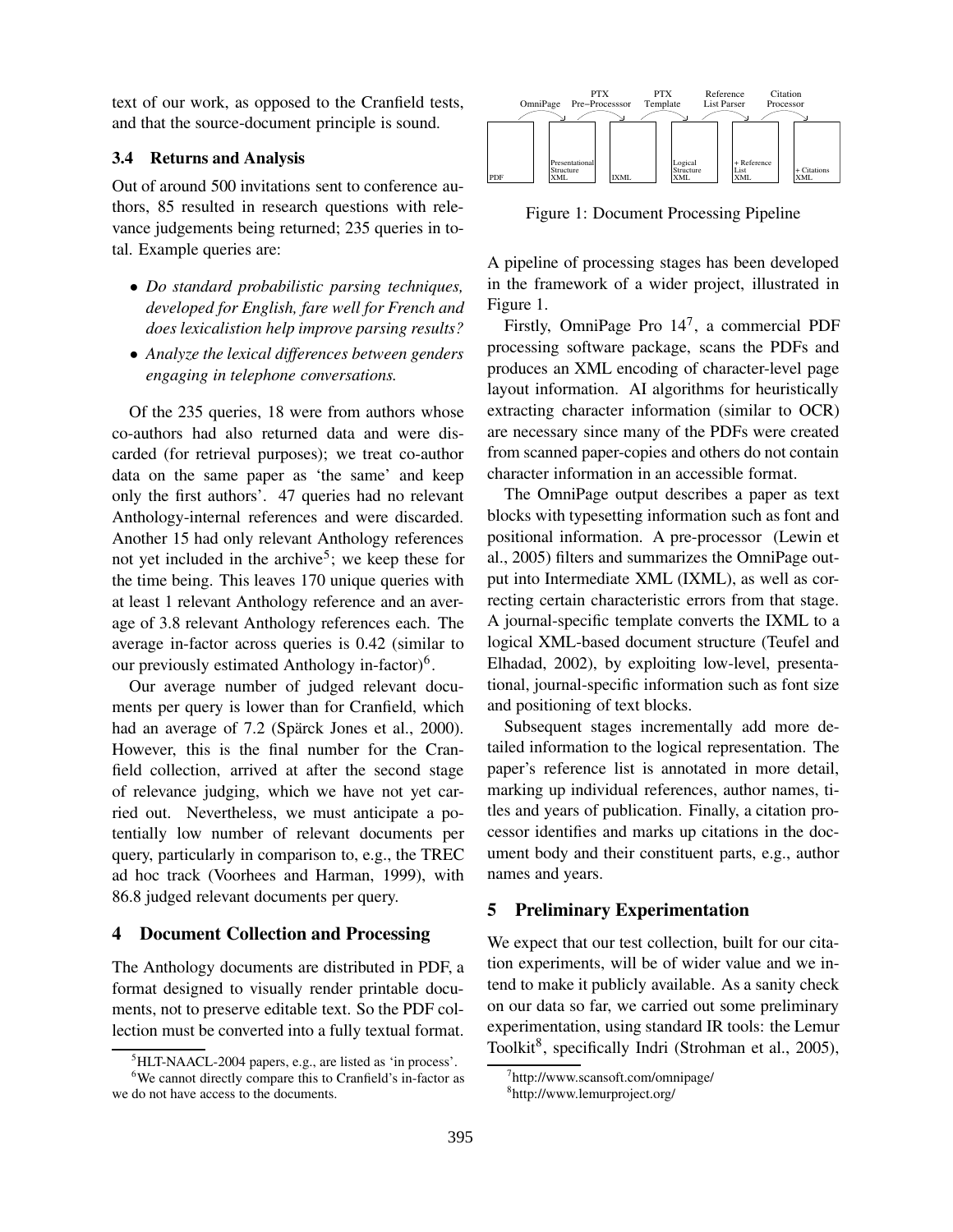text of our work, as opposed to the Cranfield tests, and that the source-document principle is sound.

### 3.4 Returns and Analysis

Out of around 500 invitations sent to conference authors, 85 resulted in research questions with relevance judgements being returned; 235 queries in total. Example queries are:

- *Do standard probabilistic parsing techniques, developed for English, fare well for French and does lexicalistion help improve parsing results?*
- *Analyze the lexical differences between genders engaging in telephone conversations.*

Of the 235 queries, 18 were from authors whose co-authors had also returned data and were discarded (for retrieval purposes); we treat co-author data on the same paper as 'the same' and keep only the first authors'. 47 queries had no relevant Anthology-internal references and were discarded. Another 15 had only relevant Anthology references not yet included in the archive[5]; we keep these for the time being. This leaves 170 unique queries with at least 1 relevant Anthology reference and an average of 3.8 relevant Anthology references each. The average in-factor across queries is 0.42 (similar to our previously estimated Anthology in-factor)[6].

Our average number of judged relevant documents per query is lower than for Cranfield, which had an average of 7.2 (Spärck Jones et al., 2000). However, this is the final number for the Cranfield collection, arrived at after the second stage of relevance judging, which we have not yet carried out. Nevertheless, we must anticipate a potentially low number of relevant documents per query, particularly in comparison to, e.g., the TREC ad hoc track (Voorhees and Harman, 1999), with 86.8 judged relevant documents per query.

## 4 Document Collection and Processing

The Anthology documents are distributed in PDF, a format designed to visually render printable documents, not to preserve editable text. So the PDF collection must be converted into a fully textual format.

[5] HLT-NAACL-2004 papers, e.g., are listed as 'in process'.

[6] We cannot directly compare this to Cranfield's in-factor as we do not have access to the documents.

Figure 1: Document Processing Pipeline

A pipeline of processing stages has been developed in the framework of a wider project, illustrated in Figure 1.

Firstly, OmniPage Pro 14[7], a commercial PDF processing software package, scans the PDFs and produces an XML encoding of character-level page layout information. AI algorithms for heuristically extracting character information (similar to OCR) are necessary since many of the PDFs were created from scanned paper-copies and others do not contain character information in an accessible format.

The OmniPage output describes a paper as text blocks with typesetting information such as font and positional information. A pre-processor (Lewin et al., 2005) filters and summarizes the OmniPage output into Intermediate XML (IXML), as well as correcting certain characteristic errors from that stage. A journal-specific template converts the IXML to a logical XML-based document structure (Teufel and Elhadad, 2002), by exploiting low-level, presentational, journal-specific information such as font size and positioning of text blocks.

Subsequent stages incrementally add more detailed information to the logical representation. The paper's reference list is annotated in more detail, marking up individual references, author names, titles and years of publication. Finally, a citation processor identifies and marks up citations in the document body and their constituent parts, e.g., author names and years.

## 5 Preliminary Experimentation

We expect that our test collection, built for our citation experiments, will be of wider value and we intend to make it publicly available. As a sanity check on our data so far, we carried out some preliminary experimentation, using standard IR tools: the Lemur Toolkit[8], specifically Indri (Strohman et al., 2005),

[7] http://www.scansoft.com/omnipage/

[8] http://www.lemurproject.org/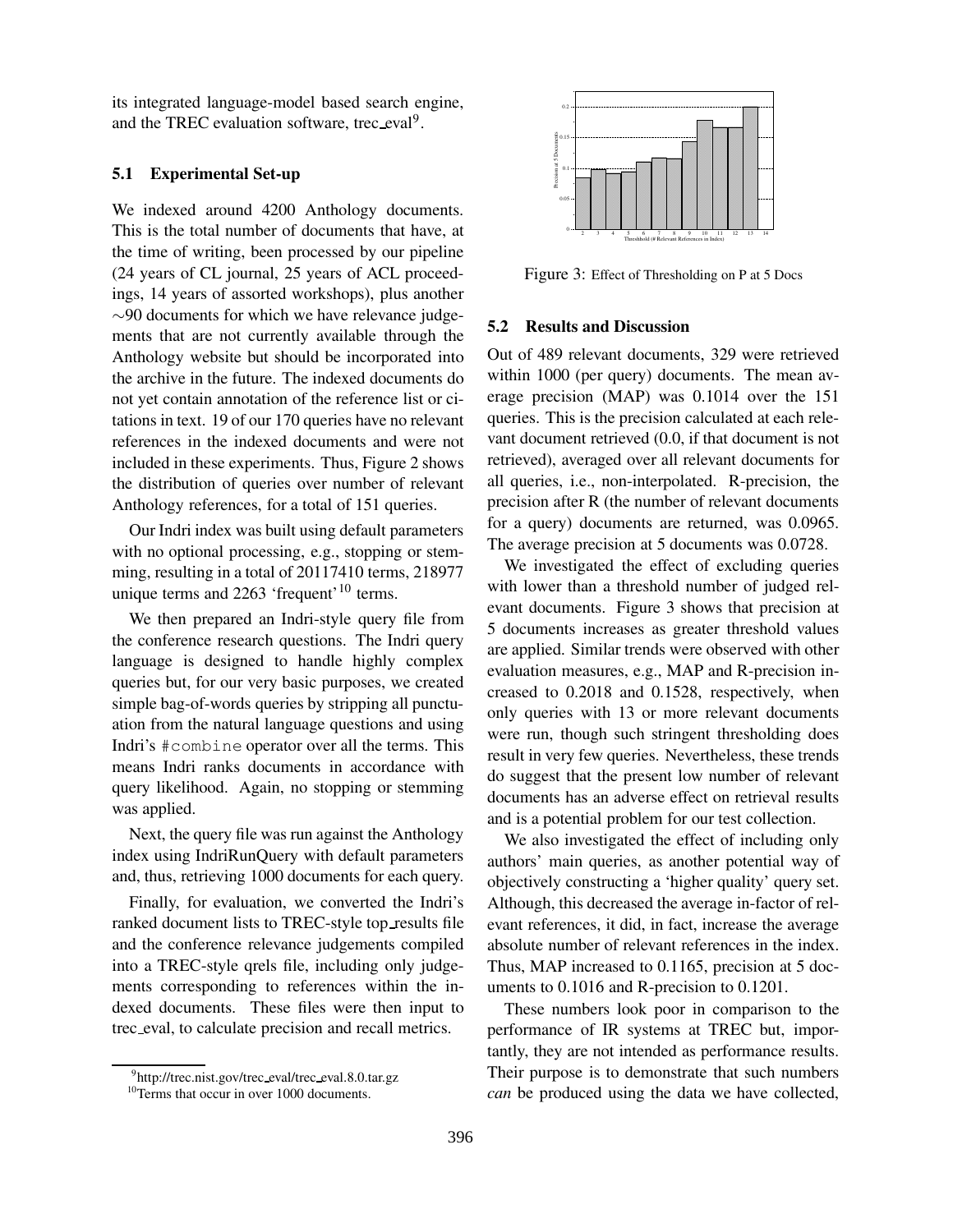its integrated language-model based search engine, and the TREC evaluation software, trec_eval[9].

### 5.1 Experimental Set-up

We indexed around 4200 Anthology documents. This is the total number of documents that have, at the time of writing, been processed by our pipeline (24 years of CL journal, 25 years of ACL proceedings, 14 years of assorted workshops), plus another ∼90 documents for which we have relevance judgements that are not currently available through the Anthology website but should be incorporated into the archive in the future. The indexed documents do not yet contain annotation of the reference list or citations in text. 19 of our 170 queries have no relevant references in the indexed documents and were not included in these experiments. Thus, Figure 2 shows the distribution of queries over number of relevant Anthology references, for a total of 151 queries.

Our Indri index was built using default parameters with no optional processing, e.g., stopping or stemming, resulting in a total of 20117410 terms, 218977 unique terms and 2263 'frequent'[10] terms.

We then prepared an Indri-style query file from the conference research questions. The Indri query language is designed to handle highly complex queries but, for our very basic purposes, we created simple bag-of-words queries by stripping all punctuation from the natural language questions and using Indri's `#combine` operator over all the terms. This means Indri ranks documents in accordance with query likelihood. Again, no stopping or stemming was applied.

Next, the query file was run against the Anthology index using IndriRunQuery with default parameters and, thus, retrieving 1000 documents for each query.

Finally, for evaluation, we converted the Indri's ranked document lists to TREC-style top_results file and the conference relevance judgements compiled into a TREC-style qrels file, including only judgements corresponding to references within the indexed documents. These files were then input to trec_eval, to calculate precision and recall metrics.

[9] http://trec.nist.gov/trec_eval/trec_eval.8.0.tar.gz

[10] Terms that occur in over 1000 documents.

Figure 3: Effect of Thresholding on P at 5 Docs

### 5.2 Results and Discussion

Out of 489 relevant documents, 329 were retrieved within 1000 (per query) documents. The mean average precision (MAP) was 0.1014 over the 151 queries. This is the precision calculated at each relevant document retrieved (0.0, if that document is not retrieved), averaged over all relevant documents for all queries, i.e., non-interpolated. R-precision, the precision after R (the number of relevant documents for a query) documents are returned, was 0.0965. The average precision at 5 documents was 0.0728.

We investigated the effect of excluding queries with lower than a threshold number of judged relevant documents. Figure 3 shows that precision at 5 documents increases as greater threshold values are applied. Similar trends were observed with other evaluation measures, e.g., MAP and R-precision increased to 0.2018 and 0.1528, respectively, when only queries with 13 or more relevant documents were run, though such stringent thresholding does result in very few queries. Nevertheless, these trends do suggest that the present low number of relevant documents has an adverse effect on retrieval results and is a potential problem for our test collection.

We also investigated the effect of including only authors' main queries, as another potential way of objectively constructing a 'higher quality' query set. Although, this decreased the average in-factor of relevant references, it did, in fact, increase the average absolute number of relevant references in the index. Thus, MAP increased to 0.1165, precision at 5 documents to 0.1016 and R-precision to 0.1201.

These numbers look poor in comparison to the performance of IR systems at TREC but, importantly, they are not intended as performance results. Their purpose is to demonstrate that such numbers *can* be produced using the data we have collected,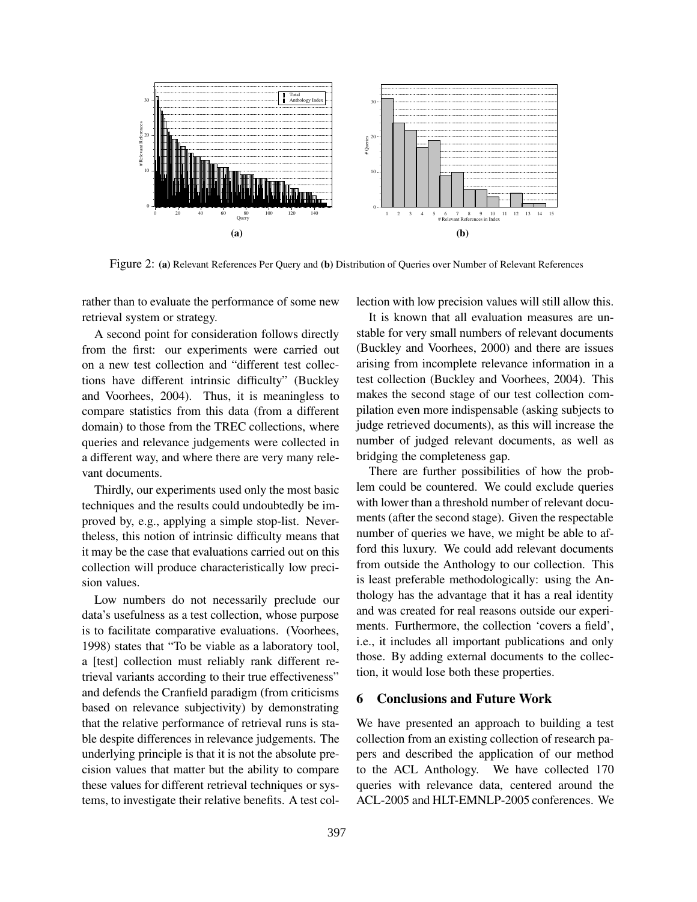Figure 2: **(a)** Relevant References Per Query and **(b)** Distribution of Queries over Number of Relevant References

rather than to evaluate the performance of some new retrieval system or strategy.

A second point for consideration follows directly from the first: our experiments were carried out on a new test collection and "different test collections have different intrinsic difficulty" (Buckley and Voorhees, 2004). Thus, it is meaningless to compare statistics from this data (from a different domain) to those from the TREC collections, where queries and relevance judgements were collected in a different way, and where there are very many relevant documents.

Thirdly, our experiments used only the most basic techniques and the results could undoubtedly be improved by, e.g., applying a simple stop-list. Nevertheless, this notion of intrinsic difficulty means that it may be the case that evaluations carried out on this collection will produce characteristically low precision values.

Low numbers do not necessarily preclude our data's usefulness as a test collection, whose purpose is to facilitate comparative evaluations. (Voorhees, 1998) states that "To be viable as a laboratory tool, a [test] collection must reliably rank different retrieval variants according to their true effectiveness" and defends the Cranfield paradigm (from criticisms based on relevance subjectivity) by demonstrating that the relative performance of retrieval runs is stable despite differences in relevance judgements. The underlying principle is that it is not the absolute precision values that matter but the ability to compare these values for different retrieval techniques or systems, to investigate their relative benefits. A test collection with low precision values will still allow this.

It is known that all evaluation measures are unstable for very small numbers of relevant documents (Buckley and Voorhees, 2000) and there are issues arising from incomplete relevance information in a test collection (Buckley and Voorhees, 2004). This makes the second stage of our test collection compilation even more indispensable (asking subjects to judge retrieved documents), as this will increase the number of judged relevant documents, as well as bridging the completeness gap.

There are further possibilities of how the problem could be countered. We could exclude queries with lower than a threshold number of relevant documents (after the second stage). Given the respectable number of queries we have, we might be able to afford this luxury. We could add relevant documents from outside the Anthology to our collection. This is least preferable methodologically: using the Anthology has the advantage that it has a real identity and was created for real reasons outside our experiments. Furthermore, the collection 'covers a field', i.e., it includes all important publications and only those. By adding external documents to the collection, it would lose both these properties.

## 6 Conclusions and Future Work

We have presented an approach to building a test collection from an existing collection of research papers and described the application of our method to the ACL Anthology. We have collected 170 queries with relevance data, centered around the ACL-2005 and HLT-EMNLP-2005 conferences. We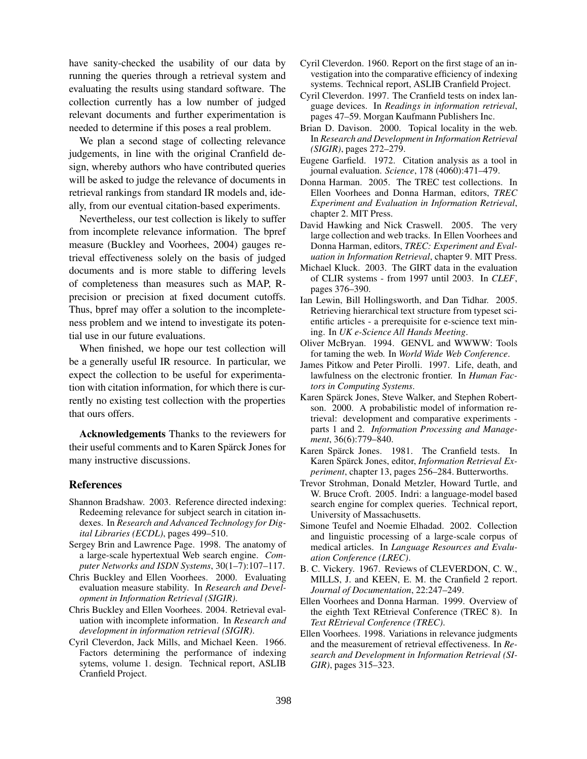have sanity-checked the usability of our data by running the queries through a retrieval system and evaluating the results using standard software. The collection currently has a low number of judged relevant documents and further experimentation is needed to determine if this poses a real problem.

We plan a second stage of collecting relevance judgements, in line with the original Cranfield design, whereby authors who have contributed queries will be asked to judge the relevance of documents in retrieval rankings from standard IR models and, ideally, from our eventual citation-based experiments.

Nevertheless, our test collection is likely to suffer from incomplete relevance information. The bpref measure (Buckley and Voorhees, 2004) gauges retrieval effectiveness solely on the basis of judged documents and is more stable to differing levels of completeness than measures such as MAP, R-precision or precision at fixed document cutoffs. Thus, bpref may offer a solution to the incompleteness problem and we intend to investigate its potential use in our future evaluations.

When finished, we hope our test collection will be a generally useful IR resource. In particular, we expect the collection to be useful for experimentation with citation information, for which there is currently no existing test collection with the properties that ours offers.

**Acknowledgements** Thanks to the reviewers for their useful comments and to Karen Spärck Jones for many instructive discussions.

## References

Shannon Bradshaw. 2003. Reference directed indexing: Redeeming relevance for subject search in citation indexes. In *Research and Advanced Technology for Digital Libraries (ECDL)*, pages 499–510.

Sergey Brin and Lawrence Page. 1998. The anatomy of a large-scale hypertextual Web search engine. *Computer Networks and ISDN Systems*, 30(1–7):107–117.

Chris Buckley and Ellen Voorhees. 2000. Evaluating evaluation measure stability. In *Research and Development in Information Retrieval (SIGIR)*.

Chris Buckley and Ellen Voorhees. 2004. Retrieval evaluation with incomplete information. In *Research and development in information retrieval (SIGIR)*.

Cyril Cleverdon, Jack Mills, and Michael Keen. 1966. Factors determining the performance of indexing sytems, volume 1. design. Technical report, ASLIB Cranfield Project.

Cyril Cleverdon. 1960. Report on the first stage of an investigation into the comparative efficiency of indexing systems. Technical report, ASLIB Cranfield Project.

Cyril Cleverdon. 1997. The Cranfield tests on index language devices. In *Readings in information retrieval*, pages 47–59. Morgan Kaufmann Publishers Inc.

Brian D. Davison. 2000. Topical locality in the web. In *Research and Development in Information Retrieval (SIGIR)*, pages 272–279.

Eugene Garfield. 1972. Citation analysis as a tool in journal evaluation. *Science*, 178 (4060):471–479.

Donna Harman. 2005. The TREC test collections. In Ellen Voorhees and Donna Harman, editors, *TREC Experiment and Evaluation in Information Retrieval*, chapter 2. MIT Press.

David Hawking and Nick Craswell. 2005. The very large collection and web tracks. In Ellen Voorhees and Donna Harman, editors, *TREC: Experiment and Evaluation in Information Retrieval*, chapter 9. MIT Press.

Michael Kluck. 2003. The GIRT data in the evaluation of CLIR systems - from 1997 until 2003. In *CLEF*, pages 376–390.

Ian Lewin, Bill Hollingsworth, and Dan Tidhar. 2005. Retrieving hierarchical text structure from typeset scientific articles - a prerequisite for e-science text mining. In *UK e-Science All Hands Meeting*.

Oliver McBryan. 1994. GENVL and WWWW: Tools for taming the web. In *World Wide Web Conference*.

James Pitkow and Peter Pirolli. 1997. Life, death, and lawfulness on the electronic frontier. In *Human Factors in Computing Systems*.

Karen Spärck Jones, Steve Walker, and Stephen Robertson. 2000. A probabilistic model of information retrieval: development and comparative experiments - parts 1 and 2. *Information Processing and Management*, 36(6):779–840.

Karen Spärck Jones. 1981. The Cranfield tests. In Karen Spärck Jones, editor, *Information Retrieval Experiment*, chapter 13, pages 256–284. Butterworths.

Trevor Strohman, Donald Metzler, Howard Turtle, and W. Bruce Croft. 2005. Indri: a language-model based search engine for complex queries. Technical report, University of Massachusetts.

Simone Teufel and Noemie Elhadad. 2002. Collection and linguistic processing of a large-scale corpus of medical articles. In *Language Resources and Evaluation Conference (LREC)*.

B. C. Vickery. 1967. Reviews of CLEVERDON, C. W., MILLS, J. and KEEN, E. M. the Cranfield 2 report. *Journal of Documentation*, 22:247–249.

Ellen Voorhees and Donna Harman. 1999. Overview of the eighth Text REtrieval Conference (TREC 8). In *Text REtrieval Conference (TREC)*.

Ellen Voorhees. 1998. Variations in relevance judgments and the measurement of retrieval effectiveness. In *Research and Development in Information Retrieval (SIGIR)*, pages 315–323.